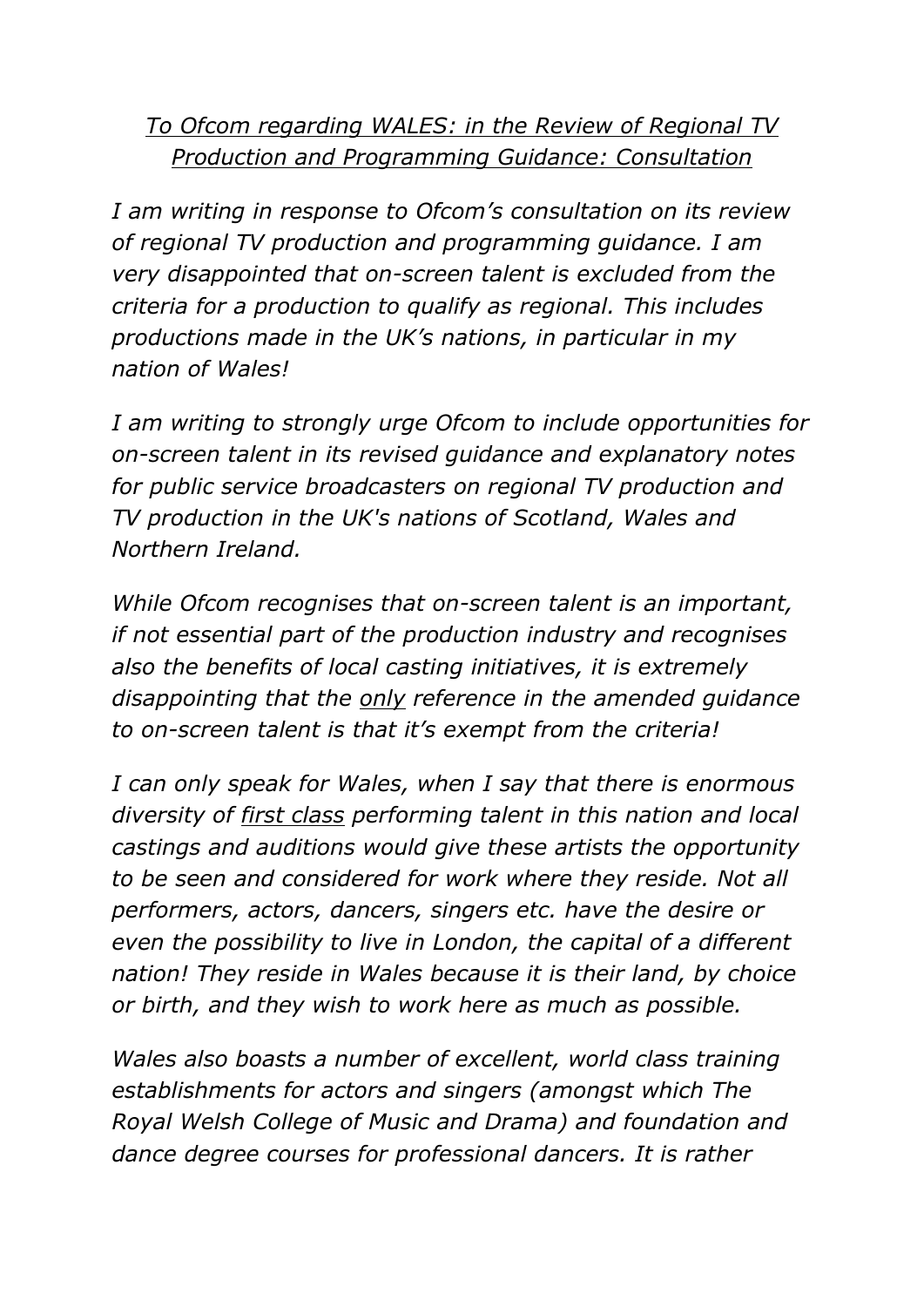*<u>To Ofcom regarding WALES: in the Review of Regional TV Production and Programming Guidance: Consultation</u>*

*I am writing in response to Ofcom's consultation on its review of regional TV production and programming guidance. I am very disappointed that on-screen talent is excluded from the criteria for a production to qualify as regional. This includes productions made in the UK's nations, in particular in my nation of Wales!*

*I am writing to strongly urge Ofcom to include opportunities for on-screen talent in its revised guidance and explanatory notes for public service broadcasters on regional TV production and TV production in the UK's nations of Scotland, Wales and Northern Ireland.*

*While Ofcom recognises that on-screen talent is an important, if not essential part of the production industry and recognises also the benefits of local casting initiatives, it is extremely disappointing that the <u>only</u> reference in the amended guidance to on-screen talent is that it's exempt from the criteria!*

*I can only speak for Wales, when I say that there is enormous diversity of <u>first class</u> performing talent in this nation and local castings and auditions would give these artists the opportunity to be seen and considered for work where they reside. Not all performers, actors, dancers, singers etc. have the desire or even the possibility to live in London, the capital of a different nation! They reside in Wales because it is their land, by choice or birth, and they wish to work here as much as possible.*

*Wales also boasts a number of excellent, world class training establishments for actors and singers (amongst which The Royal Welsh College of Music and Drama) and foundation and dance degree courses for professional dancers. It is rather*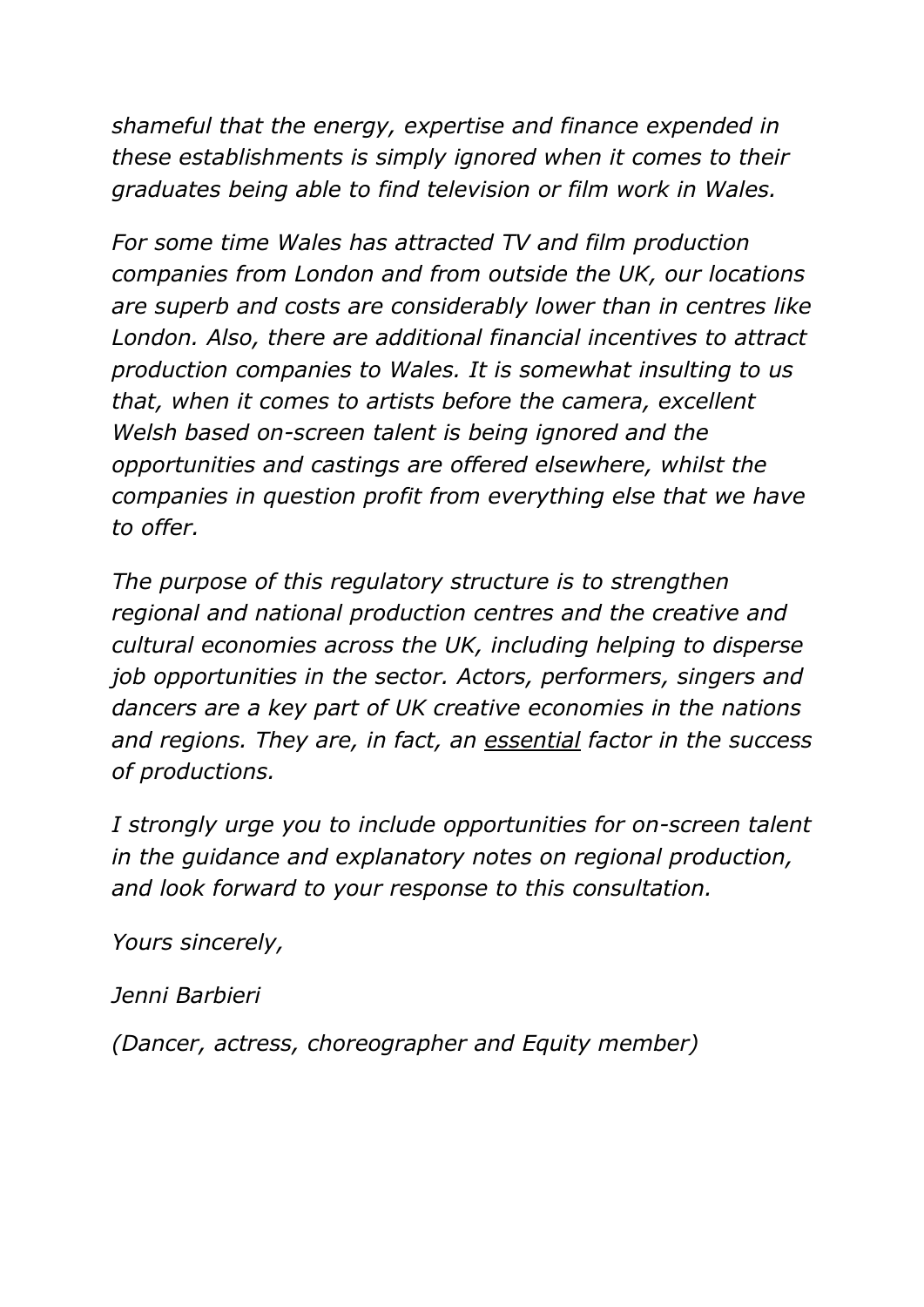*shameful that the energy, expertise and finance expended in these establishments is simply ignored when it comes to their graduates being able to find television or film work in Wales.*

*For some time Wales has attracted TV and film production companies from London and from outside the UK, our locations are superb and costs are considerably lower than in centres like London. Also, there are additional financial incentives to attract production companies to Wales. It is somewhat insulting to us that, when it comes to artists before the camera, excellent Welsh based on-screen talent is being ignored and the opportunities and castings are offered elsewhere, whilst the companies in question profit from everything else that we have to offer.*

*The purpose of this regulatory structure is to strengthen regional and national production centres and the creative and cultural economies across the UK, including helping to disperse job opportunities in the sector. Actors, performers, singers and dancers are a key part of UK creative economies in the nations and regions. They are, in fact, an <u>essential</u> factor in the success of productions.*

*I strongly urge you to include opportunities for on-screen talent in the guidance and explanatory notes on regional production, and look forward to your response to this consultation.*

*Yours sincerely,*

*Jenni Barbieri*

*(Dancer, actress, choreographer and Equity member)*